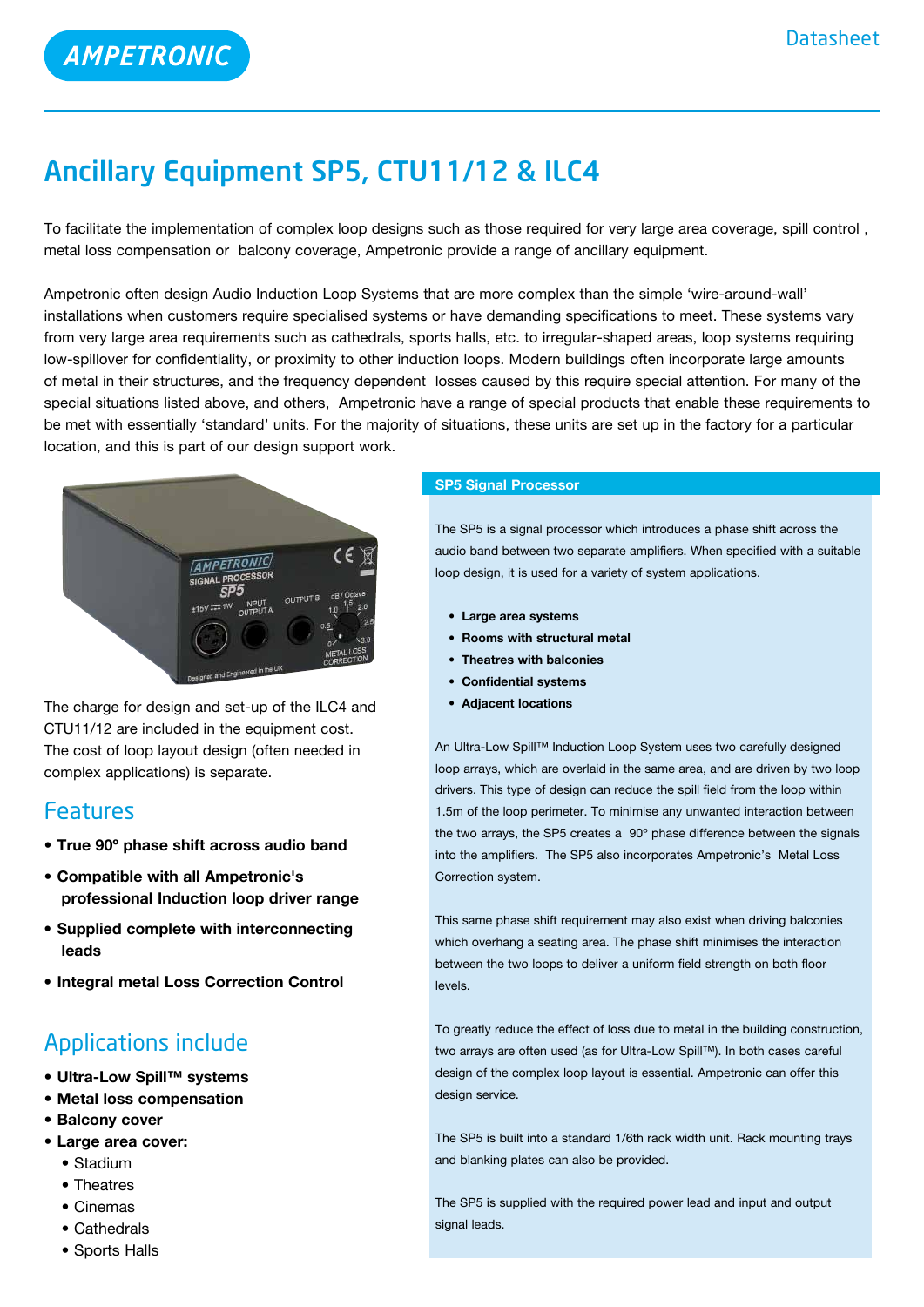# Ancillary Equipment SP5, CTU11/12 & ILC4

To facilitate the implementation of complex loop designs such as those required for very large area coverage, spill control , metal loss compensation or balcony coverage, Ampetronic provide a range of ancillary equipment.

Ampetronic often design Audio Induction Loop Systems that are more complex than the simple 'wire-around-wall' installations when customers require specialised systems or have demanding specifications to meet. These systems vary from very large area requirements such as cathedrals, sports halls, etc. to irregular-shaped areas, loop systems requiring low-spillover for confidentiality, or proximity to other induction loops. Modern buildings often incorporate large amounts of metal in their structures, and the frequency dependent losses caused by this require special attention. For many of the special situations listed above, and others, Ampetronic have a range of special products that enable these requirements to be met with essentially 'standard' units. For the majority of situations, these units are set up in the factory for a particular location, and this is part of our design support work.

The charge for design and set-up of the ILC4 and CTU11/12 are included in the equipment cost. The cost of loop layout design (often needed in complex applications) is separate.

## Features

- **True 90º phase shift across audio band**
- **Compatible with all Ampetronic's professional Induction loop driver range**
- **Supplied complete with interconnecting leads**
- **Integral metal Loss Correction Control**

## Applications include

- **Ultra-Low Spill™ systems**
- **Metal loss compensation**
- **Balcony cover**
- **Large area cover:**
  - Stadium
  - Theatres
  - Cinemas
  - Cathedrals
  - Sports Halls

### SP5 Signal Processor

The SP5 is a signal processor which introduces a phase shift across the audio band between two separate amplifiers. When specified with a suitable loop design, it is used for a variety of system applications.

- **Large area systems**
- **Rooms with structural metal**
- **Theatres with balconies**
- **Confidential systems**
- **Adjacent locations**

An Ultra-Low Spill™ Induction Loop System uses two carefully designed loop arrays, which are overlaid in the same area, and are driven by two loop drivers. This type of design can reduce the spill field from the loop within 1.5m of the loop perimeter. To minimise any unwanted interaction between the two arrays, the SP5 creates a 90º phase difference between the signals into the amplifiers. The SP5 also incorporates Ampetronic's Metal Loss Correction system.

This same phase shift requirement may also exist when driving balconies which overhang a seating area. The phase shift minimises the interaction between the two loops to deliver a uniform field strength on both floor levels.

To greatly reduce the effect of loss due to metal in the building construction, two arrays are often used (as for Ultra-Low Spill™). In both cases careful design of the complex loop layout is essential. Ampetronic can offer this design service.

The SP5 is built into a standard 1/6th rack width unit. Rack mounting trays and blanking plates can also be provided.

The SP5 is supplied with the required power lead and input and output signal leads.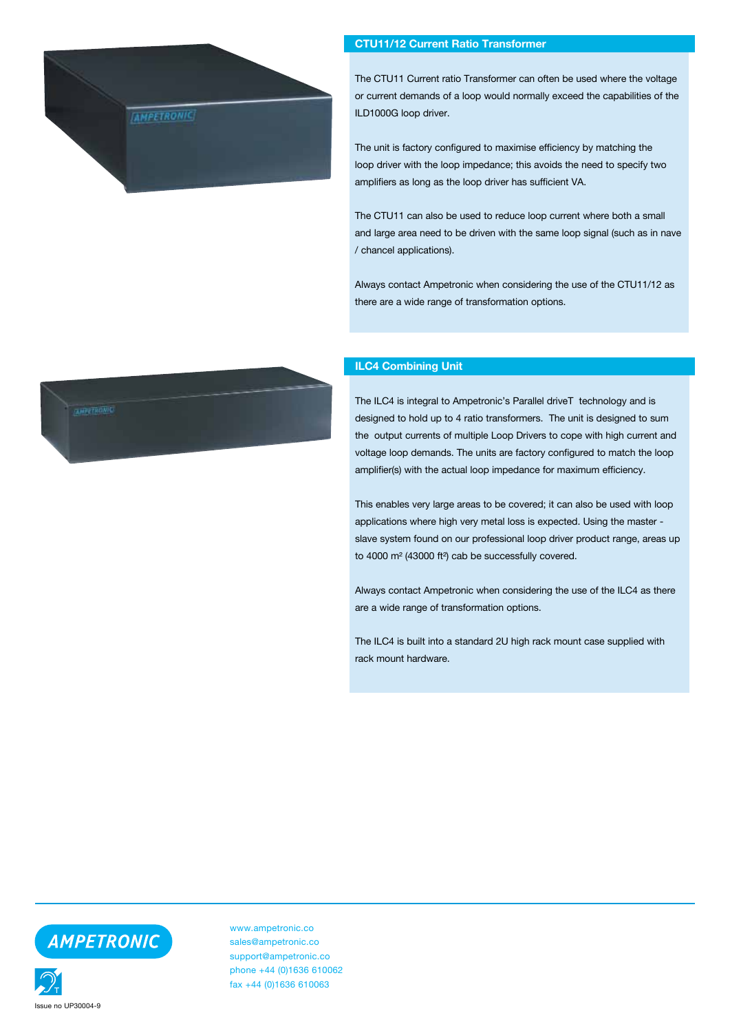## CTU11/12 Current Ratio Transformer

The CTU11 Current ratio Transformer can often be used where the voltage or current demands of a loop would normally exceed the capabilities of the ILD1000G loop driver.

The unit is factory configured to maximise efficiency by matching the loop driver with the loop impedance; this avoids the need to specify two amplifiers as long as the loop driver has sufficient VA.

The CTU11 can also be used to reduce loop current where both a small and large area need to be driven with the same loop signal (such as in nave / chancel applications).

Always contact Ampetronic when considering the use of the CTU11/12 as there are a wide range of transformation options.

## ILC4 Combining Unit

The ILC4 is integral to Ampetronic's Parallel driveT technology and is designed to hold up to 4 ratio transformers. The unit is designed to sum the output currents of multiple Loop Drivers to cope with high current and voltage loop demands. The units are factory configured to match the loop amplifier(s) with the actual loop impedance for maximum efficiency.

This enables very large areas to be covered; it can also be used with loop applications where high very metal loss is expected. Using the master - slave system found on our professional loop driver product range, areas up to 4000 m² (43000 ft²) cab be successfully covered.

Always contact Ampetronic when considering the use of the ILC4 as there are a wide range of transformation options.

The ILC4 is built into a standard 2U high rack mount case supplied with rack mount hardware.

AMPETRONIC

www.ampetronic.co
sales@ampetronic.co
support@ampetronic.co
phone +44 (0)1636 610062
fax +44 (0)1636 610063

Issue no UP30004-9